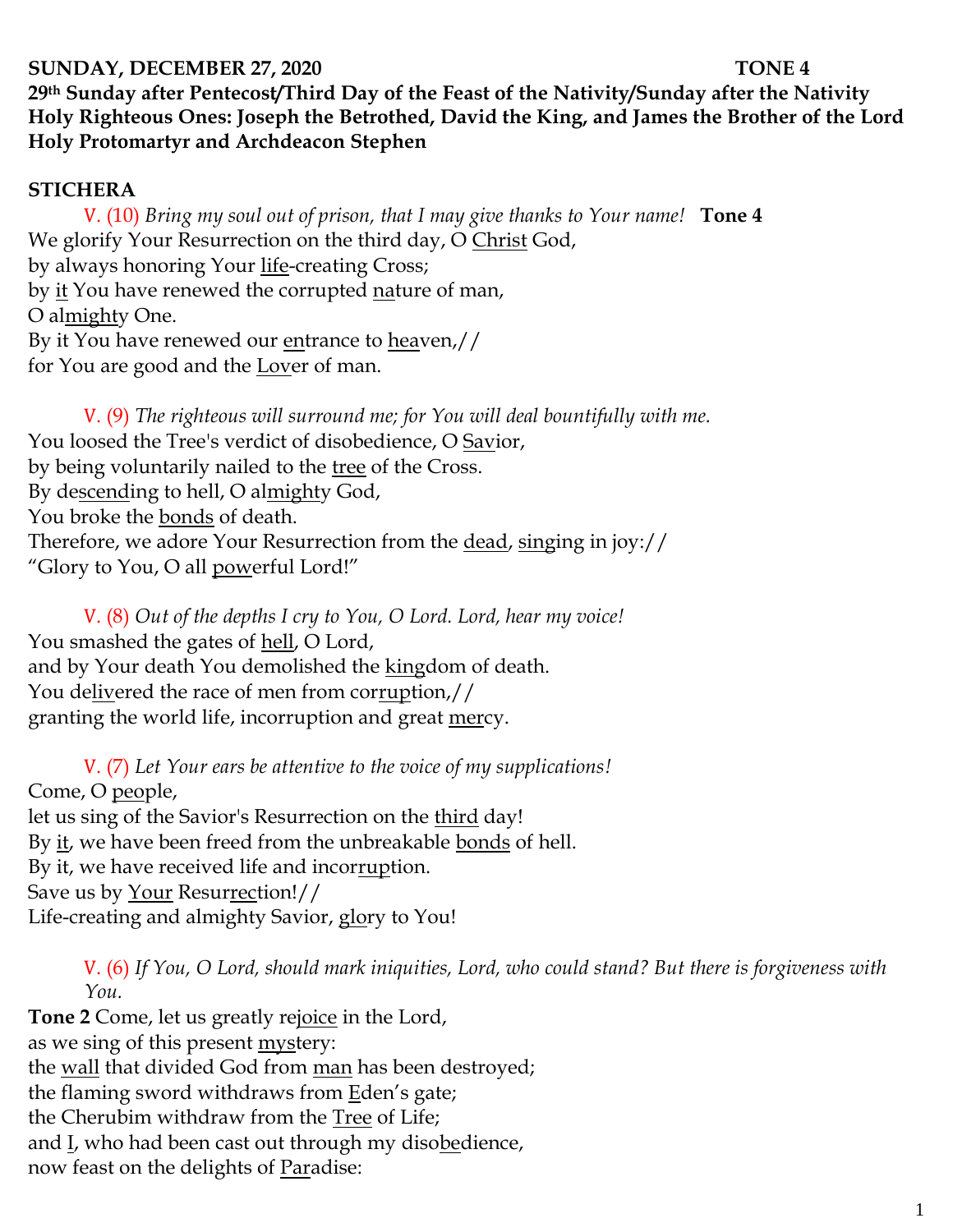**SUNDAY, DECEMBER 27, 2020 TONE 4**
**29th Sunday after Pentecost/Third Day of the Feast of the Nativity/Sunday after the Nativity**
**Holy Righteous Ones: Joseph the Betrothed, David the King, and James the Brother of the Lord**
**Holy Protomartyr and Archdeacon Stephen**

**STICHERA**

V. (10) *Bring my soul out of prison, that I may give thanks to Your name!* **Tone 4**
We glorify Your Resurrection on the third day, O Christ God,
by always honoring Your life-creating Cross;
by it You have renewed the corrupted nature of man,
O almighty One.
By it You have renewed our entrance to heaven,//
for You are good and the Lover of man.

V. (9) *The righteous will surround me; for You will deal bountifully with me.*
You loosed the Tree's verdict of disobedience, O Savior,
by being voluntarily nailed to the tree of the Cross.
By descending to hell, O almighty God,
You broke the bonds of death.
Therefore, we adore Your Resurrection from the dead, singing in joy://
"Glory to You, O all powerful Lord!"

V. (8) *Out of the depths I cry to You, O Lord. Lord, hear my voice!*
You smashed the gates of hell, O Lord,
and by Your death You demolished the kingdom of death.
You delivered the race of men from corruption,//
granting the world life, incorruption and great mercy.

V. (7) *Let Your ears be attentive to the voice of my supplications!*
Come, O people,
let us sing of the Savior's Resurrection on the third day!
By it, we have been freed from the unbreakable bonds of hell.
By it, we have received life and incorruption.
Save us by Your Resurrection!//
Life-creating and almighty Savior, glory to You!

V. (6) *If You, O Lord, should mark iniquities, Lord, who could stand? But there is forgiveness with You.*
**Tone 2** Come, let us greatly rejoice in the Lord,
as we sing of this present mystery:
the wall that divided God from man has been destroyed;
the flaming sword withdraws from Eden's gate;
the Cherubim withdraw from the Tree of Life;
and I, who had been cast out through my disobedience,
now feast on the delights of Paradise: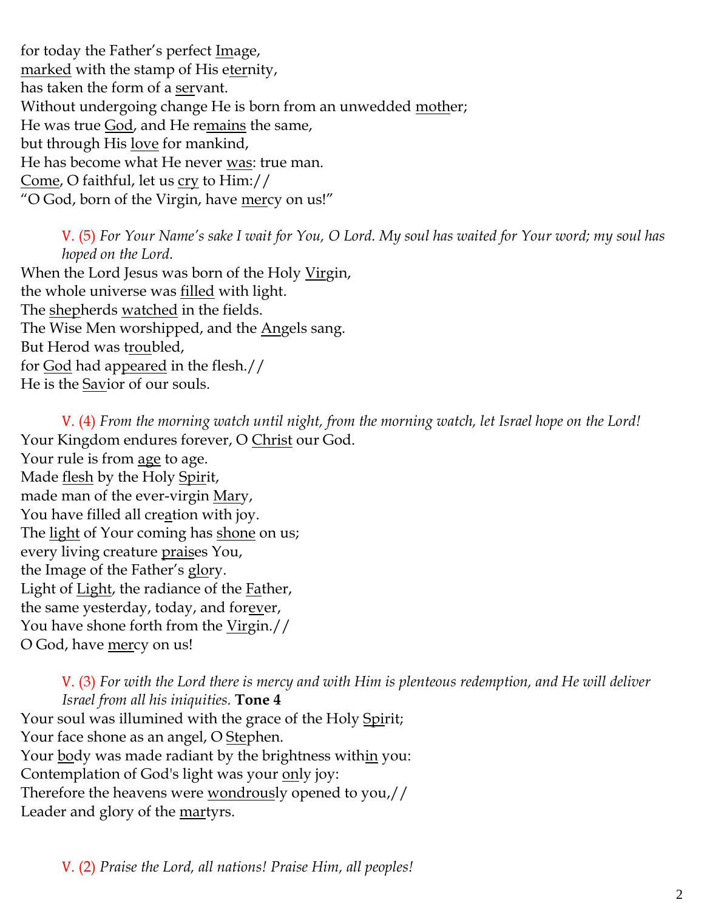for today the Father's perfect Image,
marked with the stamp of His eternity,
has taken the form of a servant.
Without undergoing change He is born from an unwedded mother;
He was true God, and He remains the same,
but through His love for mankind,
He has become what He never was: true man.
Come, O faithful, let us cry to Him://
"O God, born of the Virgin, have mercy on us!"

V. (5) *For Your Name's sake I wait for You, O Lord. My soul has waited for Your word; my soul has hoped on the Lord.*

When the Lord Jesus was born of the Holy Virgin,
the whole universe was filled with light.
The shepherds watched in the fields.
The Wise Men worshipped, and the Angels sang.
But Herod was troubled,
for God had appeared in the flesh.//
He is the Savior of our souls.

V. (4) *From the morning watch until night, from the morning watch, let Israel hope on the Lord!*

Your Kingdom endures forever, O Christ our God.
Your rule is from age to age.
Made flesh by the Holy Spirit,
made man of the ever-virgin Mary,
You have filled all creation with joy.
The light of Your coming has shone on us;
every living creature praises You,
the Image of the Father's glory.
Light of Light, the radiance of the Father,
the same yesterday, today, and forever,
You have shone forth from the Virgin.//
O God, have mercy on us!

V. (3) *For with the Lord there is mercy and with Him is plenteous redemption, and He will deliver Israel from all his iniquities.* **Tone 4**

Your soul was illumined with the grace of the Holy Spirit;
Your face shone as an angel, O Stephen.
Your body was made radiant by the brightness within you:
Contemplation of God's light was your only joy:
Therefore the heavens were wondrously opened to you,//
Leader and glory of the martyrs.

V. (2) *Praise the Lord, all nations! Praise Him, all peoples!*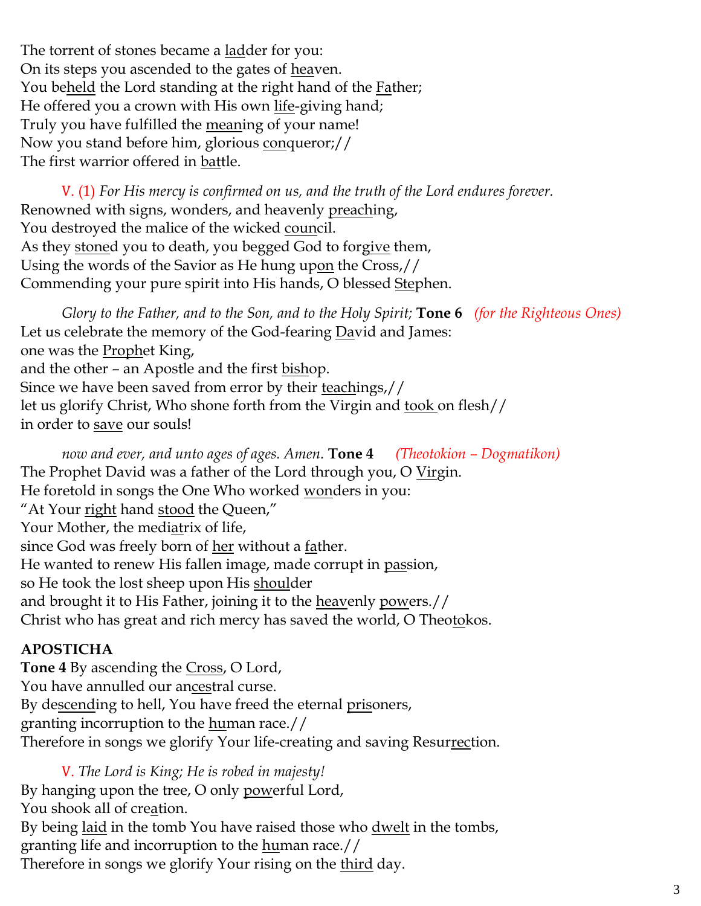The torrent of stones became a ladder for you:
On its steps you ascended to the gates of heaven.
You beheld the Lord standing at the right hand of the Father;
He offered you a crown with His own life-giving hand;
Truly you have fulfilled the meaning of your name!
Now you stand before him, glorious conqueror;//
The first warrior offered in battle.

V. (1) *For His mercy is confirmed on us, and the truth of the Lord endures forever.*
Renowned with signs, wonders, and heavenly preaching,
You destroyed the malice of the wicked council.
As they stoned you to death, you begged God to forgive them,
Using the words of the Savior as He hung upon the Cross,//
Commending your pure spirit into His hands, O blessed Stephen.

*Glory to the Father, and to the Son, and to the Holy Spirit;* **Tone 6** *(for the Righteous Ones)*
Let us celebrate the memory of the God-fearing David and James:
one was the Prophet King,
and the other – an Apostle and the first bishop.
Since we have been saved from error by their teachings,//
let us glorify Christ, Who shone forth from the Virgin and took on flesh//
in order to save our souls!

*now and ever, and unto ages of ages. Amen.* **Tone 4** *(Theotokion – Dogmatikon)*
The Prophet David was a father of the Lord through you, O Virgin.
He foretold in songs the One Who worked wonders in you:
"At Your right hand stood the Queen,"
Your Mother, the mediatrix of life,
since God was freely born of her without a father.
He wanted to renew His fallen image, made corrupt in passion,
so He took the lost sheep upon His shoulder
and brought it to His Father, joining it to the heavenly powers.//
Christ who has great and rich mercy has saved the world, O Theotokos.

**APOSTICHA**
**Tone 4** By ascending the Cross, O Lord,
You have annulled our ancestral curse.
By descending to hell, You have freed the eternal prisoners,
granting incorruption to the human race.//
Therefore in songs we glorify Your life-creating and saving Resurrection.

V. *The Lord is King; He is robed in majesty!*
By hanging upon the tree, O only powerful Lord,
You shook all of creation.
By being laid in the tomb You have raised those who dwelt in the tombs,
granting life and incorruption to the human race.//
Therefore in songs we glorify Your rising on the third day.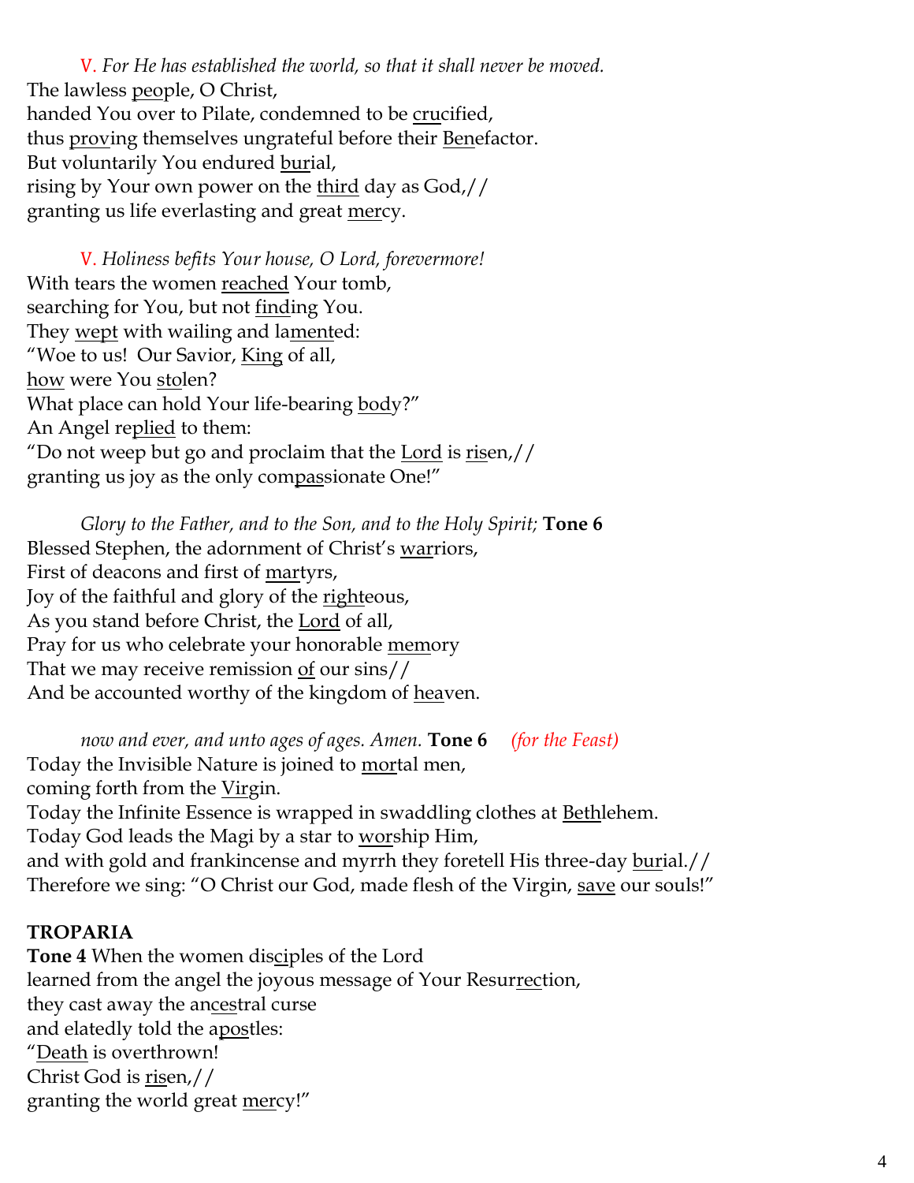V. *For He has established the world, so that it shall never be moved.*
The lawless <u>peo</u>ple, O Christ,
handed You over to Pilate, condemned to be <u>cru</u>cified,
thus <u>prov</u>ing themselves ungrateful before their <u>Ben</u>efactor.
But voluntarily You endured <u>bur</u>ial,
rising by Your own power on the <u>third</u> day as God,//
granting us life everlasting and great <u>mer</u>cy.

V. *Holiness befits Your house, O Lord, forevermore!*
With tears the women <u>reached</u> Your tomb,
searching for You, but not <u>find</u>ing You.
They <u>wept</u> with wailing and la<u>ment</u>ed:
"Woe to us! Our Savior, <u>King</u> of all,
<u>how</u> were You <u>sto</u>len?
What place can hold Your life-bearing <u>bod</u>y?"
An Angel re<u>plied</u> to them:
"Do not weep but go and proclaim that the <u>Lord</u> is <u>ris</u>en,//
granting us joy as the only com<u>pas</u>sionate One!"

*Glory to the Father, and to the Son, and to the Holy Spirit;* **Tone 6**
Blessed Stephen, the adornment of Christ's <u>war</u>riors,
First of deacons and first of <u>mar</u>tyrs,
Joy of the faithful and glory of the <u>right</u>eous,
As you stand before Christ, the <u>Lord</u> of all,
Pray for us who celebrate your honorable <u>mem</u>ory
That we may receive remission <u>of</u> our sins//
And be accounted worthy of the kingdom of <u>hea</u>ven.

*now and ever, and unto ages of ages. Amen.* **Tone 6** *(for the Feast)*
Today the Invisible Nature is joined to <u>mor</u>tal men,
coming forth from the <u>Vir</u>gin.
Today the Infinite Essence is wrapped in swaddling clothes at <u>Beth</u>lehem.
Today God leads the Magi by a star to <u>wor</u>ship Him,
and with gold and frankincense and myrrh they foretell His three-day <u>bur</u>ial.//
Therefore we sing: "O Christ our God, made flesh of the Virgin, <u>save</u> our souls!"

**TROPARIA**

**Tone 4** When the women dis<u>ci</u>ples of the Lord
learned from the angel the joyous message of Your Resur<u>rec</u>tion,
they cast away the an<u>ces</u>tral curse
and elatedly told the a<u>pos</u>tles:
"<u>Death</u> is overthrown!
Christ God is <u>ris</u>en,//
granting the world great <u>mer</u>cy!"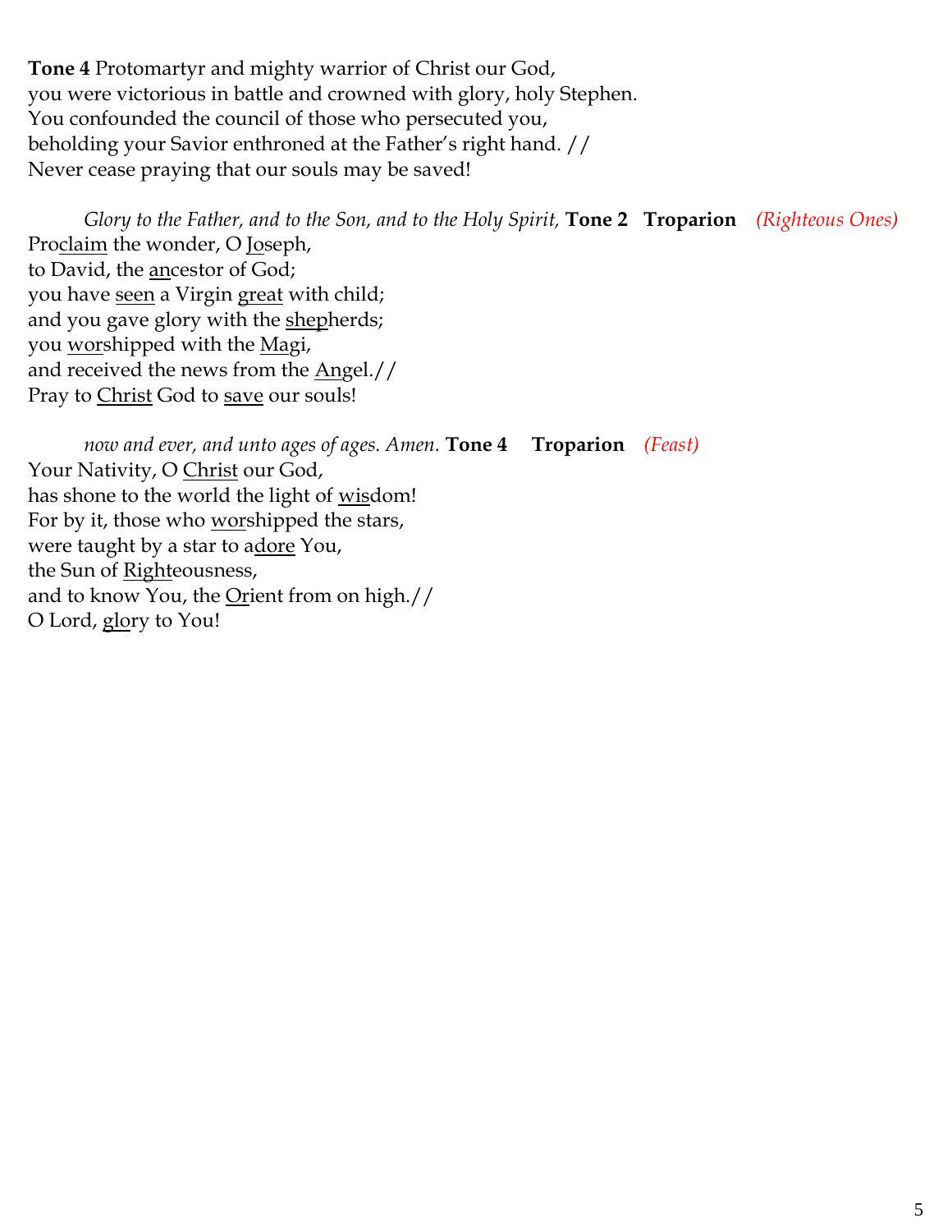**Tone 4** Protomartyr and mighty warrior of Christ our God,
you were victorious in battle and crowned with glory, holy Stephen.
You confounded the council of those who persecuted you,
beholding your Savior enthroned at the Father's right hand. //
Never cease praying that our souls may be saved!

*Glory to the Father, and to the Son, and to the Holy Spirit,* **Tone 2 Troparion** *(Righteous Ones)*
Pro<u>claim</u> the wonder, O <u>J</u>oseph,
to David, the <u>an</u>cestor of God;
you have <u>seen</u> a Virgin <u>great</u> with child;
and you gave glory with the <u>shep</u>herds;
you <u>wor</u>shipped with the <u>Magi</u>,
and received the news from the <u>Angel</u>.//
Pray to <u>Christ</u> God to <u>save</u> our souls!

*now and ever, and unto ages of ages. Amen.* **Tone 4 Troparion** *(Feast)*
Your Nativity, O <u>Christ</u> our God,
has shone to the world the light of <u>wis</u>dom!
For by it, those who <u>wor</u>shipped the stars,
were taught by a star to a<u>dore</u> You,
the Sun of <u>Right</u>eousness,
and to know You, the <u>Or</u>ient from on high.//
O Lord, <u>glo</u>ry to You!